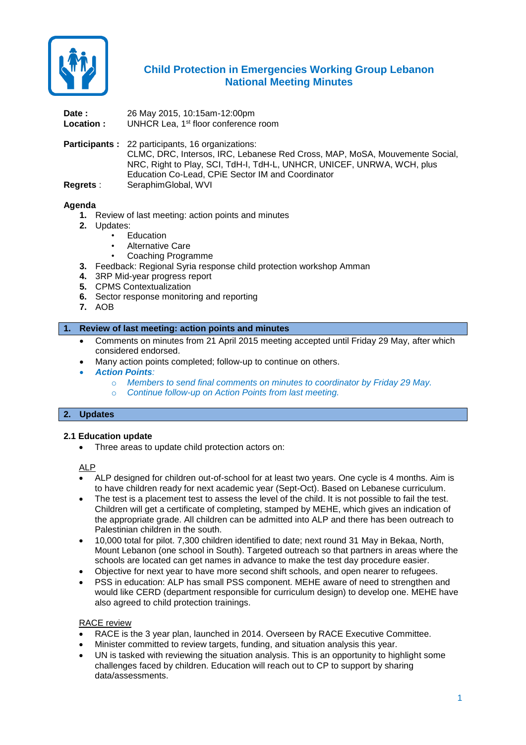# Child Protection in Emergencies Working Group Lebanon
# National Meeting Minutes

**Date :** 26 May 2015, 10:15am-12:00pm
**Location :** UNHCR Lea, 1st floor conference room

**Participants :** 22 participants, 16 organizations:
CLMC, DRC, Intersos, IRC, Lebanese Red Cross, MAP, MoSA, Mouvemente Social, NRC, Right to Play, SCI, TdH-I, TdH-L, UNHCR, UNICEF, UNRWA, WCH, plus Education Co-Lead, CPiE Sector IM and Coordinator
**Regrets** : SeraphimGlobal, WVI

**Agenda**

1. Review of last meeting: action points and minutes
2. Updates:
   - Education
   - Alternative Care
   - Coaching Programme
3. Feedback: Regional Syria response child protection workshop Amman
4. 3RP Mid-year progress report
5. CPMS Contextualization
6. Sector response monitoring and reporting
7. AOB

## 1. Review of last meeting: action points and minutes

- Comments on minutes from 21 April 2015 meeting accepted until Friday 29 May, after which considered endorsed.
- Many action points completed; follow-up to continue on others.
- ***Action Points****:*
  - *Members to send final comments on minutes to coordinator by Friday 29 May.*
  - *Continue follow-up on Action Points from last meeting.*

## 2. Updates

### 2.1 Education update

- Three areas to update child protection actors on:

<u>ALP</u>

- ALP designed for children out-of-school for at least two years. One cycle is 4 months. Aim is to have children ready for next academic year (Sept-Oct). Based on Lebanese curriculum.
- The test is a placement test to assess the level of the child. It is not possible to fail the test. Children will get a certificate of completing, stamped by MEHE, which gives an indication of the appropriate grade. All children can be admitted into ALP and there has been outreach to Palestinian children in the south.
- 10,000 total for pilot. 7,300 children identified to date; next round 31 May in Bekaa, North, Mount Lebanon (one school in South). Targeted outreach so that partners in areas where the schools are located can get names in advance to make the test day procedure easier.
- Objective for next year to have more second shift schools, and open nearer to refugees.
- PSS in education: ALP has small PSS component. MEHE aware of need to strengthen and would like CERD (department responsible for curriculum design) to develop one. MEHE have also agreed to child protection trainings.

<u>RACE review</u>

- RACE is the 3 year plan, launched in 2014. Overseen by RACE Executive Committee.
- Minister committed to review targets, funding, and situation analysis this year.
- UN is tasked with reviewing the situation analysis. This is an opportunity to highlight some challenges faced by children. Education will reach out to CP to support by sharing data/assessments.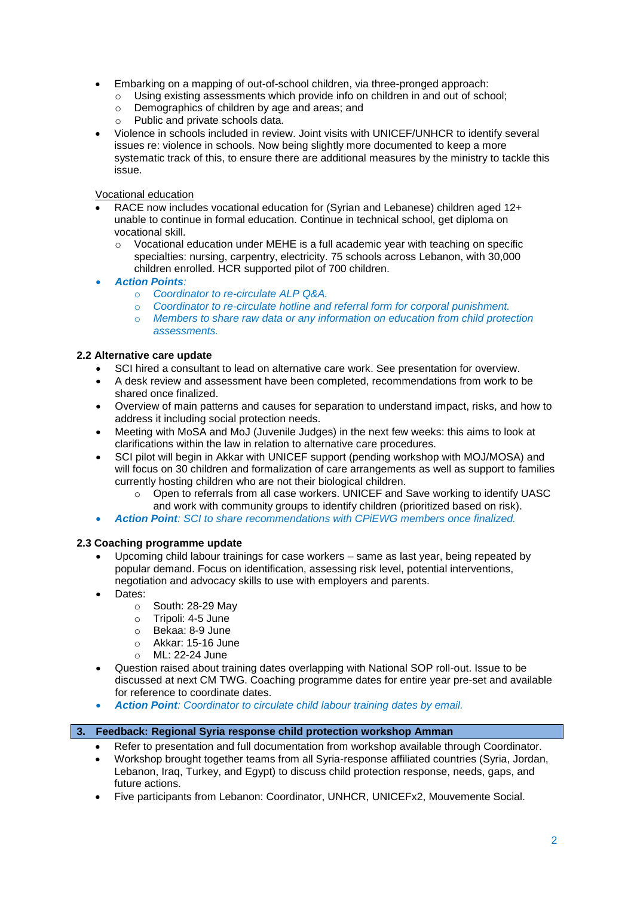- Embarking on a mapping of out-of-school children, via three-pronged approach:
    - Using existing assessments which provide info on children in and out of school;
    - Demographics of children by age and areas; and
    - Public and private schools data.
- Violence in schools included in review. Joint visits with UNICEF/UNHCR to identify several issues re: violence in schools. Now being slightly more documented to keep a more systematic track of this, to ensure there are additional measures by the ministry to tackle this issue.

Vocational education

- RACE now includes vocational education for (Syrian and Lebanese) children aged 12+ unable to continue in formal education. Continue in technical school, get diploma on vocational skill.
    - Vocational education under MEHE is a full academic year with teaching on specific specialties: nursing, carpentry, electricity. 75 schools across Lebanon, with 30,000 children enrolled. HCR supported pilot of 700 children.
- ***Action Points****:*
    - *Coordinator to re-circulate ALP Q&A.*
    - *Coordinator to re-circulate hotline and referral form for corporal punishment.*
    - *Members to share raw data or any information on education from child protection assessments.*

### 2.2 Alternative care update

- SCI hired a consultant to lead on alternative care work. See presentation for overview.
- A desk review and assessment have been completed, recommendations from work to be shared once finalized.
- Overview of main patterns and causes for separation to understand impact, risks, and how to address it including social protection needs.
- Meeting with MoSA and MoJ (Juvenile Judges) in the next few weeks: this aims to look at clarifications within the law in relation to alternative care procedures.
- SCI pilot will begin in Akkar with UNICEF support (pending workshop with MOJ/MOSA) and will focus on 30 children and formalization of care arrangements as well as support to families currently hosting children who are not their biological children.
    - Open to referrals from all case workers. UNICEF and Save working to identify UASC and work with community groups to identify children (prioritized based on risk).
- ***Action Point****: SCI to share recommendations with CPiEWG members once finalized.*

### 2.3 Coaching programme update

- Upcoming child labour trainings for case workers – same as last year, being repeated by popular demand. Focus on identification, assessing risk level, potential interventions, negotiation and advocacy skills to use with employers and parents.
- Dates:
    - South: 28-29 May
    - Tripoli: 4-5 June
    - Bekaa: 8-9 June
    - Akkar: 15-16 June
    - ML: 22-24 June
- Question raised about training dates overlapping with National SOP roll-out. Issue to be discussed at next CM TWG. Coaching programme dates for entire year pre-set and available for reference to coordinate dates.
- ***Action Point****: Coordinator to circulate child labour training dates by email.*

## 3. Feedback: Regional Syria response child protection workshop Amman

- Refer to presentation and full documentation from workshop available through Coordinator.
- Workshop brought together teams from all Syria-response affiliated countries (Syria, Jordan, Lebanon, Iraq, Turkey, and Egypt) to discuss child protection response, needs, gaps, and future actions.
- Five participants from Lebanon: Coordinator, UNHCR, UNICEFx2, Mouvemente Social.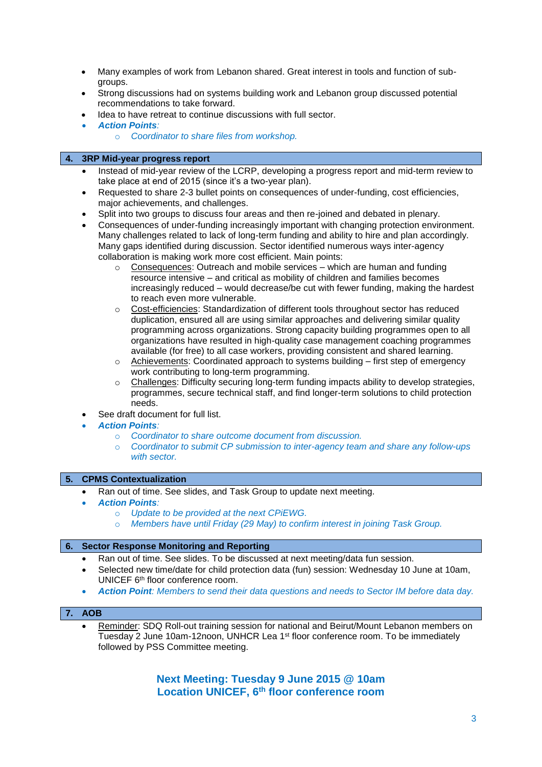- Many examples of work from Lebanon shared. Great interest in tools and function of sub-groups.
- Strong discussions had on systems building work and Lebanon group discussed potential recommendations to take forward.
- Idea to have retreat to continue discussions with full sector.
- ***Action Points****:*
    - *Coordinator to share files from workshop.*

## 4. 3RP Mid-year progress report

- Instead of mid-year review of the LCRP, developing a progress report and mid-term review to take place at end of 2015 (since it's a two-year plan).
- Requested to share 2-3 bullet points on consequences of under-funding, cost efficiencies, major achievements, and challenges.
- Split into two groups to discuss four areas and then re-joined and debated in plenary.
- Consequences of under-funding increasingly important with changing protection environment. Many challenges related to lack of long-term funding and ability to hire and plan accordingly. Many gaps identified during discussion. Sector identified numerous ways inter-agency collaboration is making work more cost efficient. Main points:
    - <u>Consequences</u>: Outreach and mobile services – which are human and funding resource intensive – and critical as mobility of children and families becomes increasingly reduced – would decrease/be cut with fewer funding, making the hardest to reach even more vulnerable.
    - <u>Cost-efficiencies</u>: Standardization of different tools throughout sector has reduced duplication, ensured all are using similar approaches and delivering similar quality programming across organizations. Strong capacity building programmes open to all organizations have resulted in high-quality case management coaching programmes available (for free) to all case workers, providing consistent and shared learning.
    - <u>Achievements</u>: Coordinated approach to systems building – first step of emergency work contributing to long-term programming.
    - <u>Challenges</u>: Difficulty securing long-term funding impacts ability to develop strategies, programmes, secure technical staff, and find longer-term solutions to child protection needs.
- See draft document for full list.
- ***Action Points****:*
    - *Coordinator to share outcome document from discussion.*
    - *Coordinator to submit CP submission to inter-agency team and share any follow-ups with sector.*

## 5. CPMS Contextualization

- Ran out of time. See slides, and Task Group to update next meeting.
- ***Action Points****:*
    - *Update to be provided at the next CPiEWG.*
    - *Members have until Friday (29 May) to confirm interest in joining Task Group.*

## 6. Sector Response Monitoring and Reporting

- Ran out of time. See slides. To be discussed at next meeting/data fun session.
- Selected new time/date for child protection data (fun) session: Wednesday 10 June at 10am, UNICEF 6th floor conference room.
- ***Action Point****: Members to send their data questions and needs to Sector IM before data day.*

## 7. AOB

- <u>Reminder</u>: SDQ Roll-out training session for national and Beirut/Mount Lebanon members on Tuesday 2 June 10am-12noon, UNHCR Lea 1st floor conference room. To be immediately followed by PSS Committee meeting.

**Next Meeting: Tuesday 9 June 2015 @ 10am**
**Location UNICEF, 6th floor conference room**